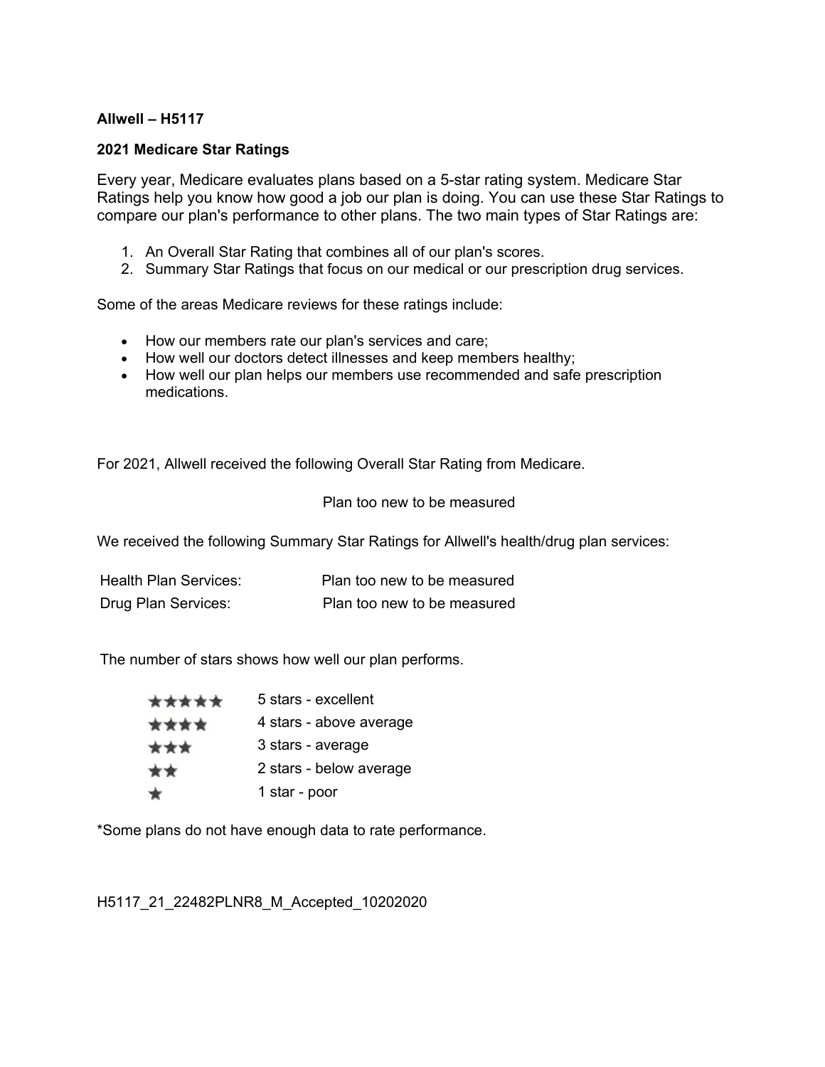**Allwell – H5117**

**2021 Medicare Star Ratings**

Every year, Medicare evaluates plans based on a 5-star rating system. Medicare Star Ratings help you know how good a job our plan is doing. You can use these Star Ratings to compare our plan's performance to other plans. The two main types of Star Ratings are:

1. An Overall Star Rating that combines all of our plan's scores.
2. Summary Star Ratings that focus on our medical or our prescription drug services.

Some of the areas Medicare reviews for these ratings include:

- How our members rate our plan's services and care;
- How well our doctors detect illnesses and keep members healthy;
- How well our plan helps our members use recommended and safe prescription medications.

For 2021, Allwell received the following Overall Star Rating from Medicare.

Plan too new to be measured

We received the following Summary Star Ratings for Allwell's health/drug plan services:

| | |
|---|---|
| Health Plan Services: | Plan too new to be measured |
| Drug Plan Services: | Plan too new to be measured |

The number of stars shows how well our plan performs.

| | |
|---|---|
| ★★★★★ | 5 stars - excellent |
| ★★★★ | 4 stars - above average |
| ★★★ | 3 stars - average |
| ★★ | 2 stars - below average |
| ★ | 1 star - poor |

*Some plans do not have enough data to rate performance.

H5117_21_22482PLNR8_M_Accepted_10202020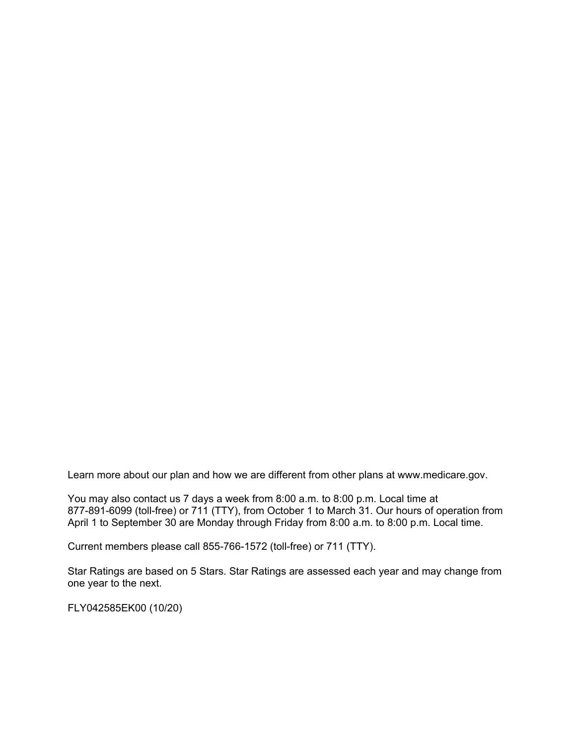Learn more about our plan and how we are different from other plans at www.medicare.gov.

You may also contact us 7 days a week from 8:00 a.m. to 8:00 p.m. Local time at 877-891-6099 (toll-free) or 711 (TTY), from October 1 to March 31. Our hours of operation from April 1 to September 30 are Monday through Friday from 8:00 a.m. to 8:00 p.m. Local time.

Current members please call 855-766-1572 (toll-free) or 711 (TTY).

Star Ratings are based on 5 Stars. Star Ratings are assessed each year and may change from one year to the next.

FLY042585EK00 (10/20)